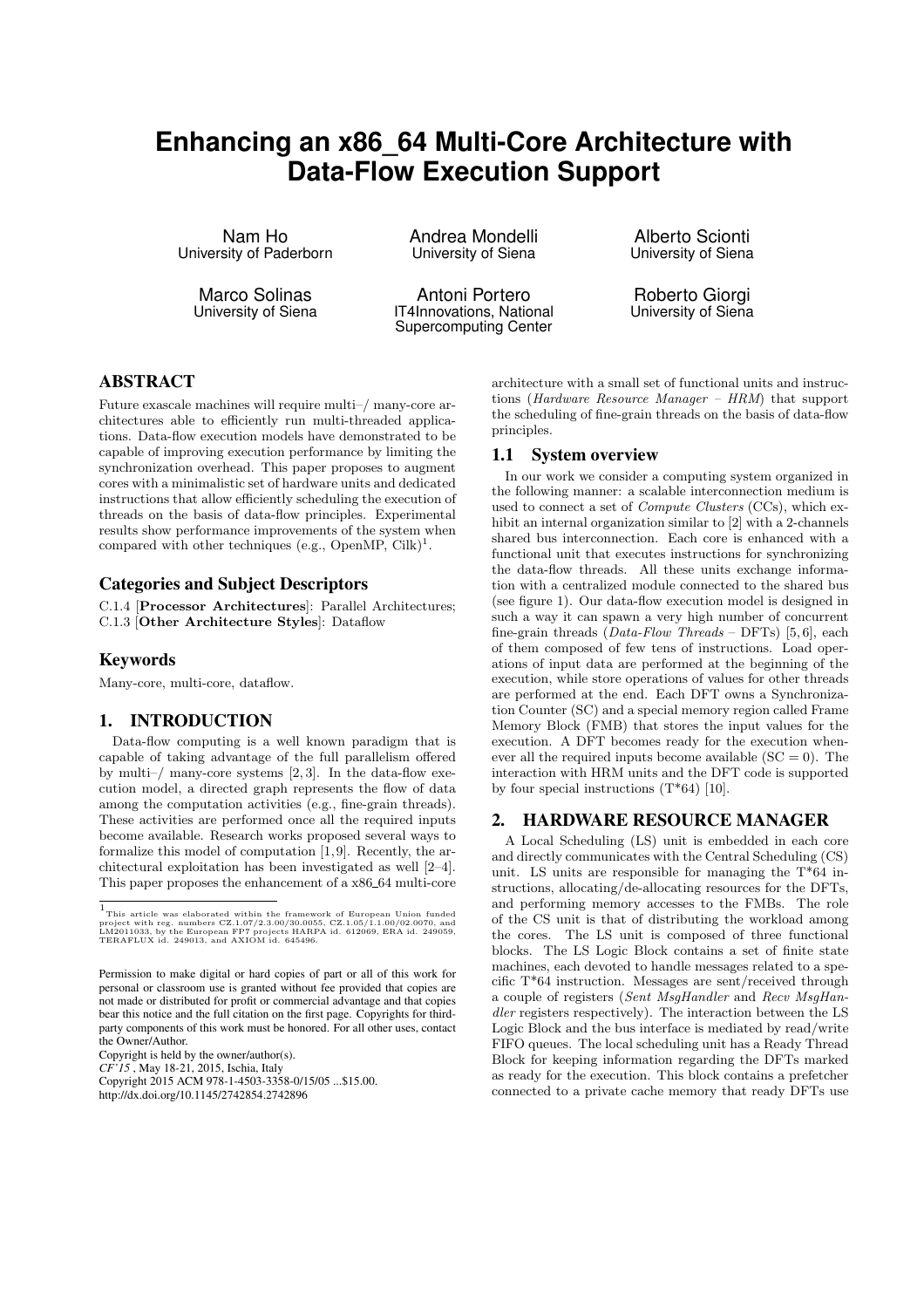# Enhancing an x86_64 Multi-Core Architecture with Data-Flow Execution Support

Nam Ho
University of Paderborn

Andrea Mondelli
University of Siena

Alberto Scionti
University of Siena

Marco Solinas
University of Siena

Antoni Portero
IT4Innovations, National Supercomputing Center

Roberto Giorgi
University of Siena

## ABSTRACT

Future exascale machines will require multi–/ many-core architectures able to efficiently run multi-threaded applications. Data-flow execution models have demonstrated to be capable of improving execution performance by limiting the synchronization overhead. This paper proposes to augment cores with a minimalistic set of hardware units and dedicated instructions that allow efficiently scheduling the execution of threads on the basis of data-flow principles. Experimental results show performance improvements of the system when compared with other techniques (e.g., OpenMP, Cilk)[1].

## Categories and Subject Descriptors

C.1.4 [**Processor Architectures**]: Parallel Architectures; C.1.3 [**Other Architecture Styles**]: Dataflow

## Keywords

Many-core, multi-core, dataflow.

## 1. INTRODUCTION

Data-flow computing is a well known paradigm that is capable of taking advantage of the full parallelism offered by multi–/ many-core systems [2, 3]. In the data-flow execution model, a directed graph represents the flow of data among the computation activities (e.g., fine-grain threads). These activities are performed once all the required inputs become available. Research works proposed several ways to formalize this model of computation [1, 9]. Recently, the architectural exploitation has been investigated as well [2–4]. This paper proposes the enhancement of a x86_64 multi-core architecture with a small set of functional units and instructions (*Hardware Resource Manager – HRM*) that support the scheduling of fine-grain threads on the basis of data-flow principles.

[1] This article was elaborated within the framework of European Union funded project with reg. numbers CZ.1.07/2.3.00/30.0055, CZ.1.05/1.1.00/02.0070, and LM2011033, by the European FP7 projects HARPA id. 612069, ERA id. 249059, TERAFLUX id. 249013, and AXIOM id. 645496.

Permission to make digital or hard copies of part or all of this work for personal or classroom use is granted without fee provided that copies are not made or distributed for profit or commercial advantage and that copies bear this notice and the full citation on the first page. Copyrights for third-party components of this work must be honored. For all other uses, contact the Owner/Author.
Copyright is held by the owner/author(s).
*CF'15*, May 18-21, 2015, Ischia, Italy
Copyright 2015 ACM 978-1-4503-3358-0/15/05 ...$15.00.
http://dx.doi.org/10.1145/2742854.2742896

### 1.1 System overview

In our work we consider a computing system organized in the following manner: a scalable interconnection medium is used to connect a set of *Compute Clusters* (CCs), which exhibit an internal organization similar to [2] with a 2-channels shared bus interconnection. Each core is enhanced with a functional unit that executes instructions for synchronizing the data-flow threads. All these units exchange information with a centralized module connected to the shared bus (see figure 1). Our data-flow execution model is designed in such a way it can spawn a very high number of concurrent fine-grain threads (*Data-Flow Threads* – DFTs) [5, 6], each of them composed of few tens of instructions. Load operations of input data are performed at the beginning of the execution, while store operations of values for other threads are performed at the end. Each DFT owns a Synchronization Counter (SC) and a special memory region called Frame Memory Block (FMB) that stores the input values for the execution. A DFT becomes ready for the execution whenever all the required inputs become available (SC = 0). The interaction with HRM units and the DFT code is supported by four special instructions (T*64) [10].

## 2. HARDWARE RESOURCE MANAGER

A Local Scheduling (LS) unit is embedded in each core and directly communicates with the Central Scheduling (CS) unit. LS units are responsible for managing the T*64 instructions, allocating/de-allocating resources for the DFTs, and performing memory accesses to the FMBs. The role of the CS unit is that of distributing the workload among the cores. The LS unit is composed of three functional blocks. The LS Logic Block contains a set of finite state machines, each devoted to handle messages related to a specific T*64 instruction. Messages are sent/received through a couple of registers (*Sent MsgHandler* and *Recv MsgHandler* registers respectively). The interaction between the LS Logic Block and the bus interface is mediated by read/write FIFO queues. The local scheduling unit has a Ready Thread Block for keeping information regarding the DFTs marked as ready for the execution. This block contains a prefetcher connected to a private cache memory that ready DFTs use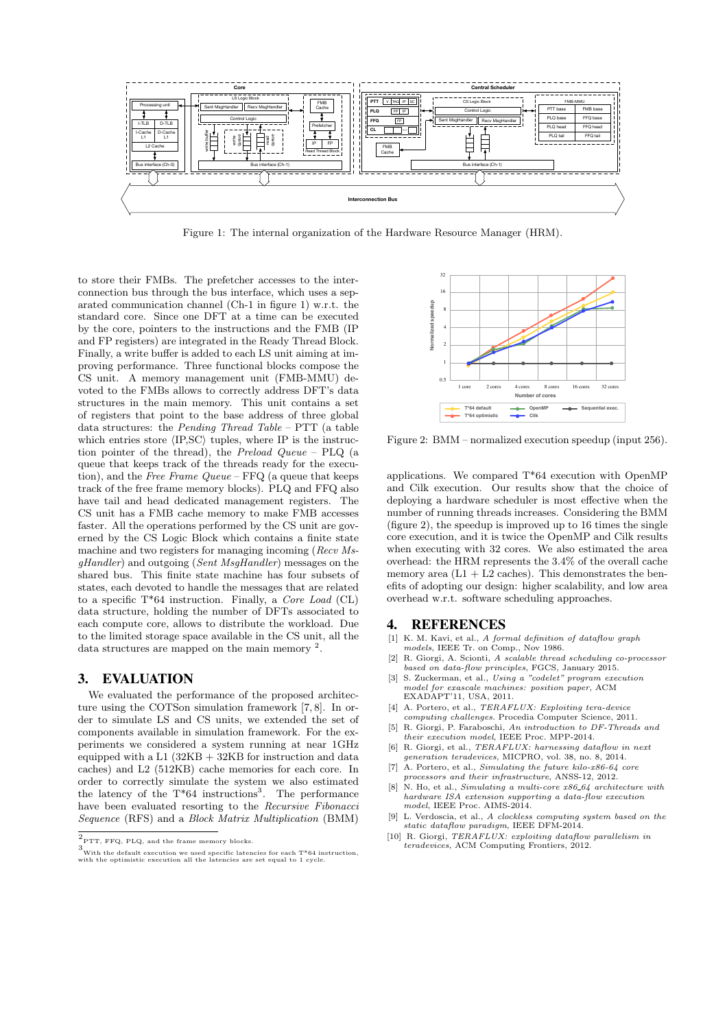Core

Central Scheduler

Processing unit

I-TLB D-TLB

I-Cache L1 D-Cache L1

L2 Cache

Bus interface (Ch-0)

LS Logic Block

Sent MsgHandler Recv MsgHandler

Control Logic

write buffer

write queue

read queue

FMB Cache

Prefetcher

IP FP

Read Thread Block

Bus interface (Ch-1)

PTT V TAG IP SC

PLQ FP IP

FFQ FP

CL

FMB Cache

CS Logic Block

Control Logic

Sent MsgHandler Recv MsgHandler

FMB-MMU

PTT base FMB base

PLQ base FFQ base

PLQ head FFQ head

PLQ tail FFQ tail

Bus interface (Ch-1)

Interconnection Bus

Figure 1: The internal organization of the Hardware Resource Manager (HRM).

to store their FMBs. The prefetcher accesses to the interconnection bus through the bus interface, which uses a separated communication channel (Ch-1 in figure 1) w.r.t. the standard core. Since one DFT at a time can be executed by the core, pointers to the instructions and the FMB (IP and FP registers) are integrated in the Ready Thread Block. Finally, a write buffer is added to each LS unit aiming at improving performance. Three functional blocks compose the CS unit. A memory management unit (FMB-MMU) devoted to the FMBs allows to correctly address DFT's data structures in the main memory. This unit contains a set of registers that point to the base address of three global data structures: the *Pending Thread Table* – PTT (a table which entries store ⟨IP,SC⟩ tuples, where IP is the instruction pointer of the thread), the *Preload Queue* – PLQ (a queue that keeps track of the threads ready for the execution), and the *Free Frame Queue* – FFQ (a queue that keeps track of the free frame memory blocks). PLQ and FFQ also have tail and head dedicated management registers. The CS unit has a FMB cache memory to make FMB accesses faster. All the operations performed by the CS unit are governed by the CS Logic Block which contains a finite state machine and two registers for managing incoming (*Recv MsgHandler*) and outgoing (*Sent MsgHandler*) messages on the shared bus. This finite state machine has four subsets of states, each devoted to handle the messages that are related to a specific T*64 instruction. Finally, a *Core Load* (CL) data structure, holding the number of DFTs associated to each compute core, allows to distribute the workload. Due to the limited storage space available in the CS unit, all the data structures are mapped on the main memory [2].

## 3. EVALUATION

We evaluated the performance of the proposed architecture using the COTSon simulation framework [7, 8]. In order to simulate LS and CS units, we extended the set of components available in simulation framework. For the experiments we considered a system running at near 1GHz equipped with a L1 (32KB + 32KB for instruction and data caches) and L2 (512KB) cache memories for each core. In order to correctly simulate the system we also estimated the latency of the T*64 instructions[3]. The performance have been evaluated resorting to the *Recursive Fibonacci Sequence* (RFS) and a *Block Matrix Multiplication* (BMM) applications. We compared T*64 execution with OpenMP and Cilk execution. Our results show that the choice of deploying a hardware scheduler is most effective when the number of running threads increases. Considering the BMM (figure 2), the speedup is improved up to 16 times the single core execution, and it is twice the OpenMP and Cilk results when executing with 32 cores. We also estimated the area overhead: the HRM represents the 3.4% of the overall cache memory area (L1 + L2 caches). This demonstrates the benefits of adopting our design: higher scalability, and low area overhead w.r.t. software scheduling approaches.

[2] PTT, FFQ, PLQ, and the frame memory blocks.

[3] With the default execution we used specific latencies for each T*64 instruction, with the optimistic execution all the latencies are set equal to 1 cycle.

Normalized speedup

32
16
8
4
2
1
0.5

1 core
2 cores
4 cores
8 cores
16 cores
32 cores

Number of cores

T*64 default
T*64 optimistic
OpenMP
Cilk
Sequential exec.

Figure 2: BMM – normalized execution speedup (input 256).

## 4. REFERENCES

[1] K. M. Kavi, et al., *A formal definition of dataflow graph models*, IEEE Tr. on Comp., Nov 1986.

[2] R. Giorgi, A. Scionti, *A scalable thread scheduling co-processor based on data-flow principles*, FGCS, January 2015.

[3] S. Zuckerman, et al., *Using a "codelet" program execution model for exascale machines: position paper*, ACM EXADAPT'11, USA, 2011.

[4] A. Portero, et al., *TERAFLUX: Exploiting tera-device computing challenges*. Procedia Computer Science, 2011.

[5] R. Giorgi, P. Faraboschi, *An introduction to DF-Threads and their execution model*, IEEE Proc. MPP-2014.

[6] R. Giorgi, et al., *TERAFLUX: harnessing dataflow in next generation teradevices*, MICPRO, vol. 38, no. 8, 2014.

[7] A. Portero, et al., *Simulating the future kilo-x86-64 core processors and their infrastructure*, ANSS-12, 2012.

[8] N. Ho, et al., *Simulating a multi-core x86_64 architecture with hardware ISA extension supporting a data-flow execution model*, IEEE Proc. AIMS-2014.

[9] L. Verdoscia, et al., *A clockless computing system based on the static dataflow paradigm*, IEEE DFM-2014.

[10] R. Giorgi, *TERAFLUX: exploiting dataflow parallelism in teradevices*, ACM Computing Frontiers, 2012.